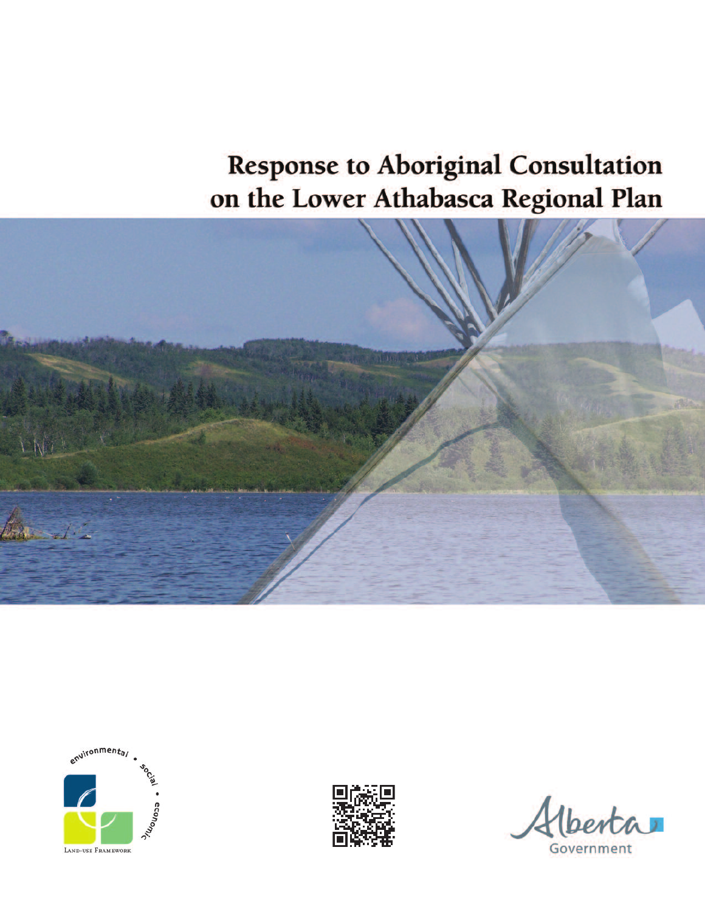# Response to Aboriginal Consultation on the Lower Athabasca Regional Plan

environmental • social • economic

Land-use Framework

Alberta Government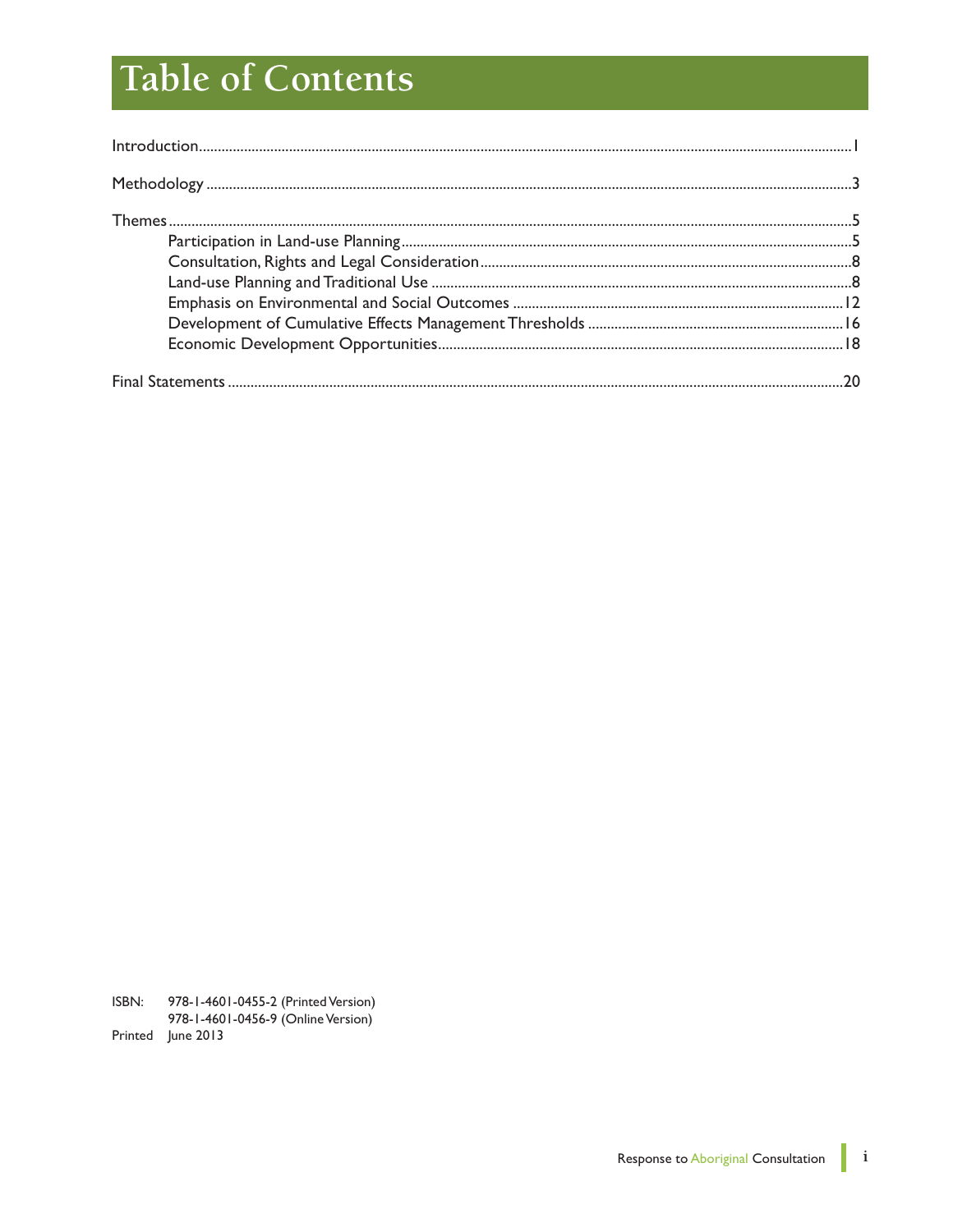# Table of Contents

Introduction.......................................................................................................1

Methodology .....................................................................................................3

Themes...............................................................................................................5

- Participation in Land-use Planning.......................................................................5
- Consultation, Rights and Legal Consideration...........................................................8
- Land-use Planning and Traditional Use .................................................................8
- Emphasis on Environmental and Social Outcomes ...................................................12
- Development of Cumulative Effects Management Thresholds ......................................16
- Economic Development Opportunities...................................................................18

Final Statements ...............................................................................................20

ISBN: 978-1-4601-0455-2 (Printed Version)
978-1-4601-0456-9 (Online Version)
Printed June 2013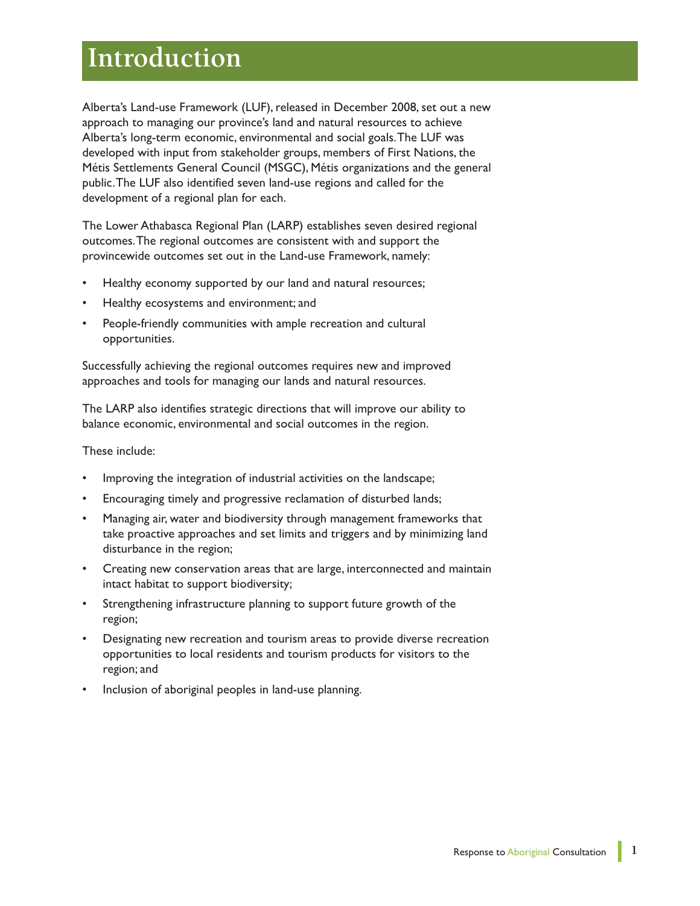# Introduction

Alberta's Land-use Framework (LUF), released in December 2008, set out a new approach to managing our province's land and natural resources to achieve Alberta's long-term economic, environmental and social goals. The LUF was developed with input from stakeholder groups, members of First Nations, the Métis Settlements General Council (MSGC), Métis organizations and the general public. The LUF also identified seven land-use regions and called for the development of a regional plan for each.

The Lower Athabasca Regional Plan (LARP) establishes seven desired regional outcomes. The regional outcomes are consistent with and support the provincewide outcomes set out in the Land-use Framework, namely:

- Healthy economy supported by our land and natural resources;
- Healthy ecosystems and environment; and
- People-friendly communities with ample recreation and cultural opportunities.

Successfully achieving the regional outcomes requires new and improved approaches and tools for managing our lands and natural resources.

The LARP also identifies strategic directions that will improve our ability to balance economic, environmental and social outcomes in the region.

These include:

- Improving the integration of industrial activities on the landscape;
- Encouraging timely and progressive reclamation of disturbed lands;
- Managing air, water and biodiversity through management frameworks that take proactive approaches and set limits and triggers and by minimizing land disturbance in the region;
- Creating new conservation areas that are large, interconnected and maintain intact habitat to support biodiversity;
- Strengthening infrastructure planning to support future growth of the region;
- Designating new recreation and tourism areas to provide diverse recreation opportunities to local residents and tourism products for visitors to the region; and
- Inclusion of aboriginal peoples in land-use planning.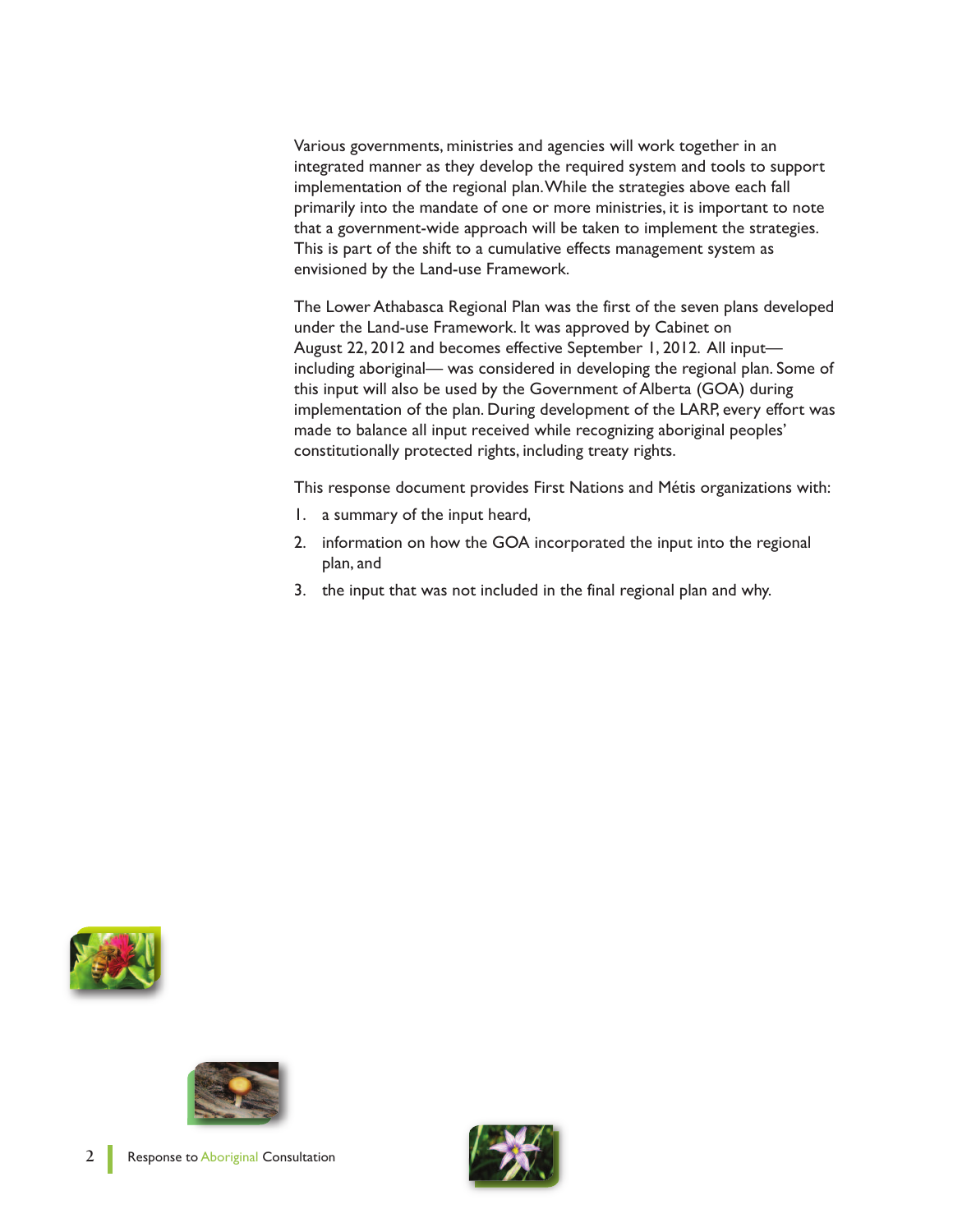Various governments, ministries and agencies will work together in an integrated manner as they develop the required system and tools to support implementation of the regional plan. While the strategies above each fall primarily into the mandate of one or more ministries, it is important to note that a government-wide approach will be taken to implement the strategies. This is part of the shift to a cumulative effects management system as envisioned by the Land-use Framework.

The Lower Athabasca Regional Plan was the first of the seven plans developed under the Land-use Framework. It was approved by Cabinet on August 22, 2012 and becomes effective September 1, 2012. All input—including aboriginal— was considered in developing the regional plan. Some of this input will also be used by the Government of Alberta (GOA) during implementation of the plan. During development of the LARP, every effort was made to balance all input received while recognizing aboriginal peoples' constitutionally protected rights, including treaty rights.

This response document provides First Nations and Métis organizations with:

1. a summary of the input heard,
2. information on how the GOA incorporated the input into the regional plan, and
3. the input that was not included in the final regional plan and why.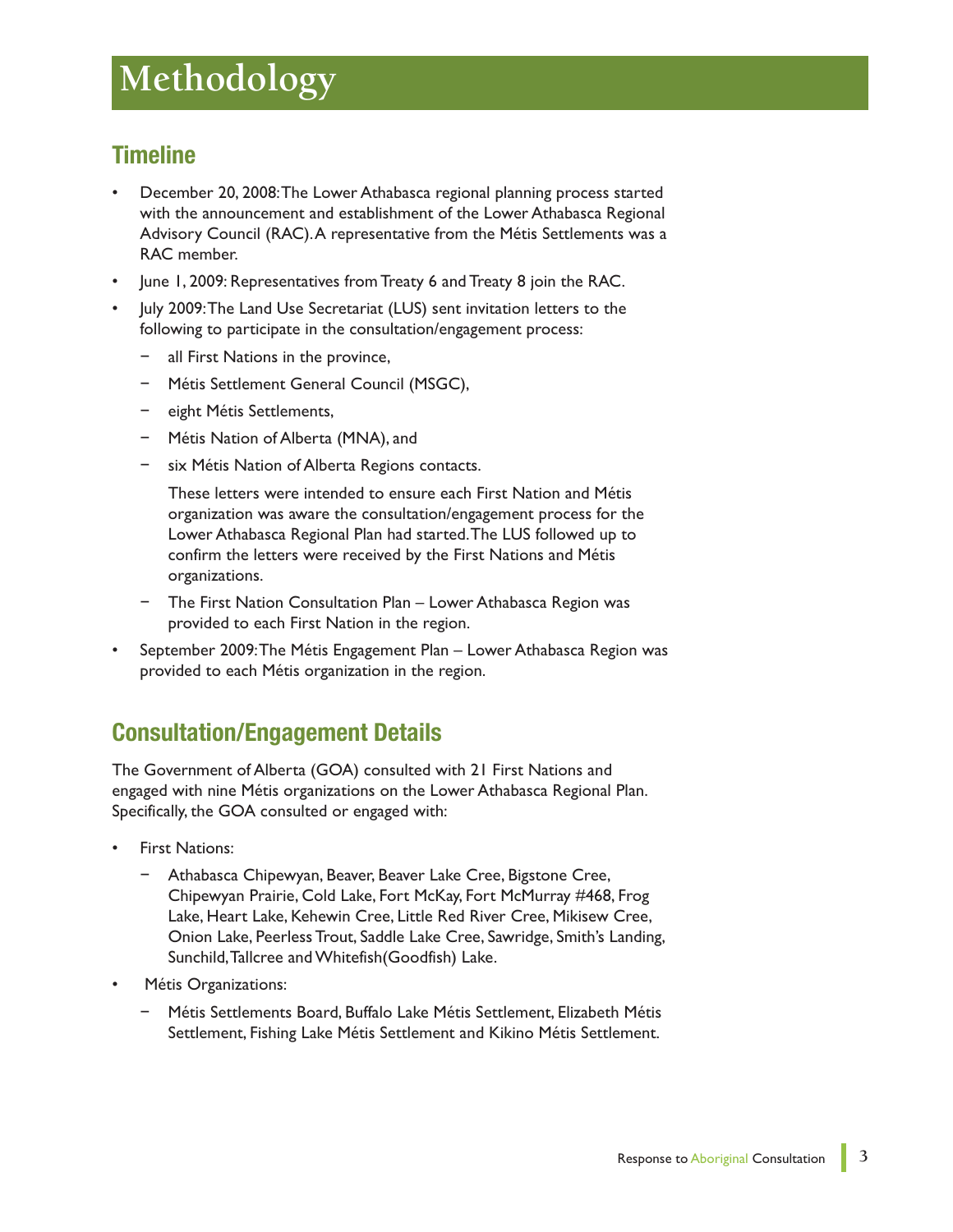# Methodology

## Timeline

- December 20, 2008: The Lower Athabasca regional planning process started with the announcement and establishment of the Lower Athabasca Regional Advisory Council (RAC). A representative from the Métis Settlements was a RAC member.
- June 1, 2009: Representatives from Treaty 6 and Treaty 8 join the RAC.
- July 2009: The Land Use Secretariat (LUS) sent invitation letters to the following to participate in the consultation/engagement process:
  - all First Nations in the province,
  - Métis Settlement General Council (MSGC),
  - eight Métis Settlements,
  - Métis Nation of Alberta (MNA), and
  - six Métis Nation of Alberta Regions contacts.

    These letters were intended to ensure each First Nation and Métis organization was aware the consultation/engagement process for the Lower Athabasca Regional Plan had started. The LUS followed up to confirm the letters were received by the First Nations and Métis organizations.
  - The First Nation Consultation Plan – Lower Athabasca Region was provided to each First Nation in the region.
- September 2009: The Métis Engagement Plan – Lower Athabasca Region was provided to each Métis organization in the region.

## Consultation/Engagement Details

The Government of Alberta (GOA) consulted with 21 First Nations and engaged with nine Métis organizations on the Lower Athabasca Regional Plan. Specifically, the GOA consulted or engaged with:

- First Nations:
  - Athabasca Chipewyan, Beaver, Beaver Lake Cree, Bigstone Cree, Chipewyan Prairie, Cold Lake, Fort McKay, Fort McMurray #468, Frog Lake, Heart Lake, Kehewin Cree, Little Red River Cree, Mikisew Cree, Onion Lake, Peerless Trout, Saddle Lake Cree, Sawridge, Smith's Landing, Sunchild, Tallcree and Whitefish(Goodfish) Lake.
- Métis Organizations:
  - Métis Settlements Board, Buffalo Lake Métis Settlement, Elizabeth Métis Settlement, Fishing Lake Métis Settlement and Kikino Métis Settlement.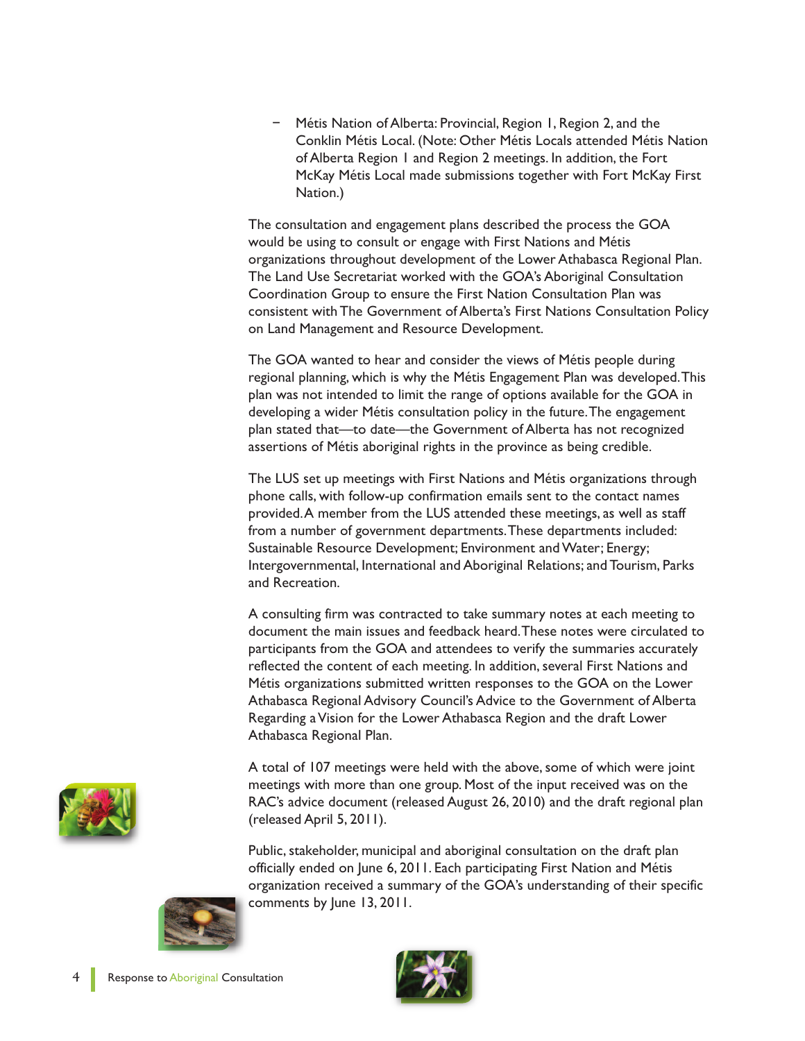- Métis Nation of Alberta: Provincial, Region 1, Region 2, and the Conklin Métis Local. (Note: Other Métis Locals attended Métis Nation of Alberta Region 1 and Region 2 meetings. In addition, the Fort McKay Métis Local made submissions together with Fort McKay First Nation.)

The consultation and engagement plans described the process the GOA would be using to consult or engage with First Nations and Métis organizations throughout development of the Lower Athabasca Regional Plan. The Land Use Secretariat worked with the GOA's Aboriginal Consultation Coordination Group to ensure the First Nation Consultation Plan was consistent with The Government of Alberta's First Nations Consultation Policy on Land Management and Resource Development.

The GOA wanted to hear and consider the views of Métis people during regional planning, which is why the Métis Engagement Plan was developed. This plan was not intended to limit the range of options available for the GOA in developing a wider Métis consultation policy in the future. The engagement plan stated that—to date—the Government of Alberta has not recognized assertions of Métis aboriginal rights in the province as being credible.

The LUS set up meetings with First Nations and Métis organizations through phone calls, with follow-up confirmation emails sent to the contact names provided. A member from the LUS attended these meetings, as well as staff from a number of government departments. These departments included: Sustainable Resource Development; Environment and Water; Energy; Intergovernmental, International and Aboriginal Relations; and Tourism, Parks and Recreation.

A consulting firm was contracted to take summary notes at each meeting to document the main issues and feedback heard. These notes were circulated to participants from the GOA and attendees to verify the summaries accurately reflected the content of each meeting. In addition, several First Nations and Métis organizations submitted written responses to the GOA on the Lower Athabasca Regional Advisory Council's Advice to the Government of Alberta Regarding a Vision for the Lower Athabasca Region and the draft Lower Athabasca Regional Plan.

A total of 107 meetings were held with the above, some of which were joint meetings with more than one group. Most of the input received was on the RAC's advice document (released August 26, 2010) and the draft regional plan (released April 5, 2011).

Public, stakeholder, municipal and aboriginal consultation on the draft plan officially ended on June 6, 2011. Each participating First Nation and Métis organization received a summary of the GOA's understanding of their specific comments by June 13, 2011.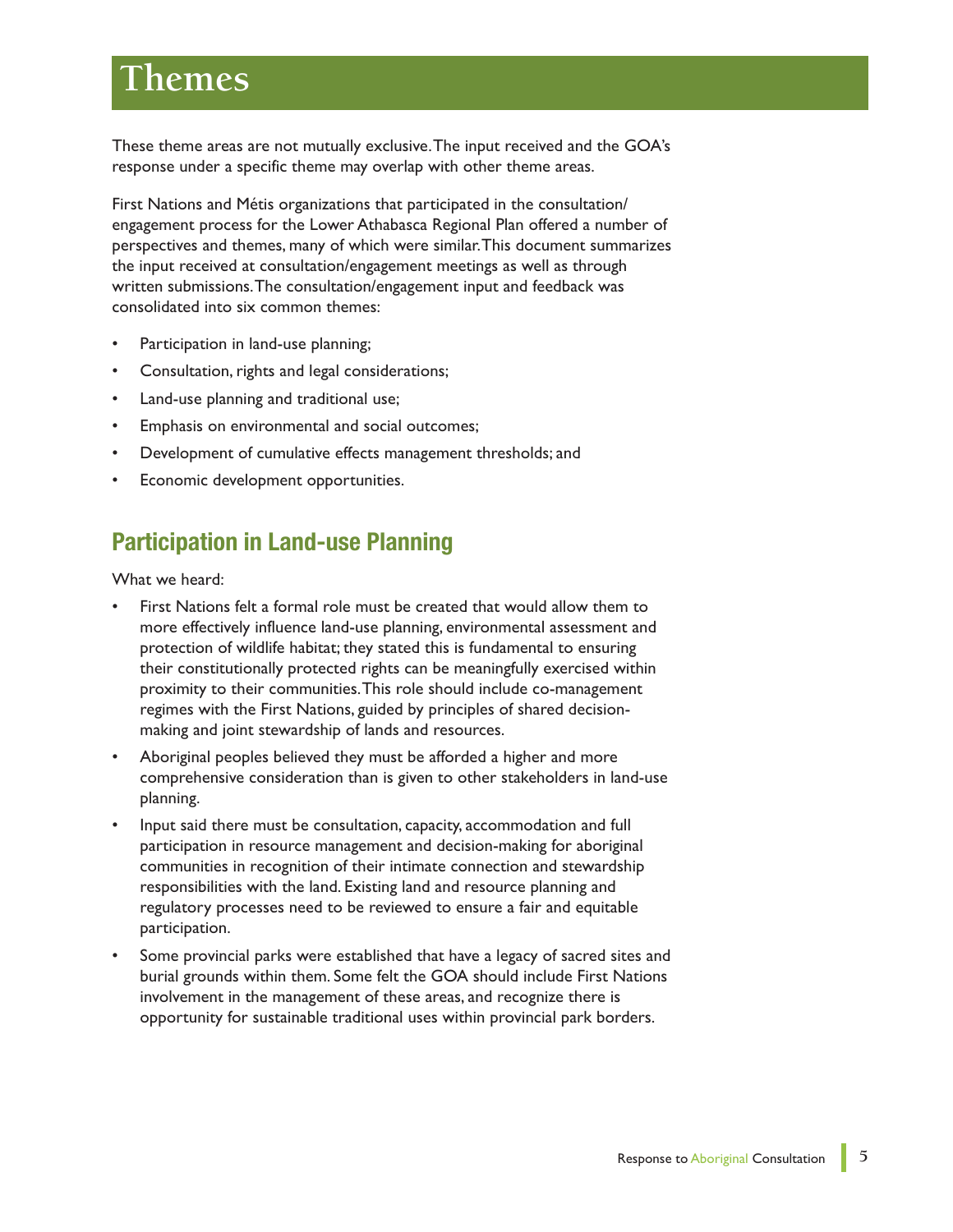# Themes

These theme areas are not mutually exclusive. The input received and the GOA's response under a specific theme may overlap with other theme areas.

First Nations and Métis organizations that participated in the consultation/engagement process for the Lower Athabasca Regional Plan offered a number of perspectives and themes, many of which were similar. This document summarizes the input received at consultation/engagement meetings as well as through written submissions. The consultation/engagement input and feedback was consolidated into six common themes:

- Participation in land-use planning;
- Consultation, rights and legal considerations;
- Land-use planning and traditional use;
- Emphasis on environmental and social outcomes;
- Development of cumulative effects management thresholds; and
- Economic development opportunities.

## Participation in Land-use Planning

What we heard:

- First Nations felt a formal role must be created that would allow them to more effectively influence land-use planning, environmental assessment and protection of wildlife habitat; they stated this is fundamental to ensuring their constitutionally protected rights can be meaningfully exercised within proximity to their communities. This role should include co-management regimes with the First Nations, guided by principles of shared decision-making and joint stewardship of lands and resources.
- Aboriginal peoples believed they must be afforded a higher and more comprehensive consideration than is given to other stakeholders in land-use planning.
- Input said there must be consultation, capacity, accommodation and full participation in resource management and decision-making for aboriginal communities in recognition of their intimate connection and stewardship responsibilities with the land. Existing land and resource planning and regulatory processes need to be reviewed to ensure a fair and equitable participation.
- Some provincial parks were established that have a legacy of sacred sites and burial grounds within them. Some felt the GOA should include First Nations involvement in the management of these areas, and recognize there is opportunity for sustainable traditional uses within provincial park borders.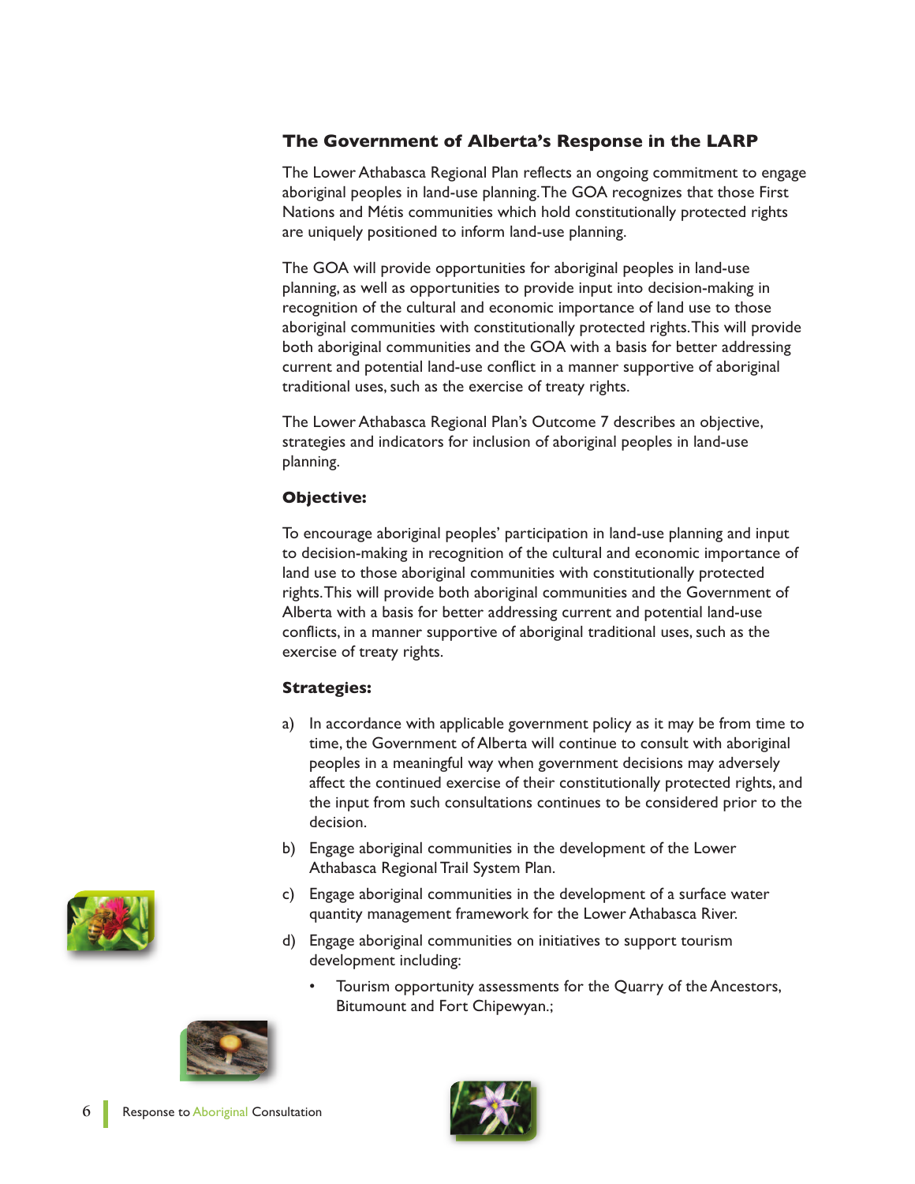## The Government of Alberta's Response in the LARP

The Lower Athabasca Regional Plan reflects an ongoing commitment to engage aboriginal peoples in land-use planning. The GOA recognizes that those First Nations and Métis communities which hold constitutionally protected rights are uniquely positioned to inform land-use planning.

The GOA will provide opportunities for aboriginal peoples in land-use planning, as well as opportunities to provide input into decision-making in recognition of the cultural and economic importance of land use to those aboriginal communities with constitutionally protected rights. This will provide both aboriginal communities and the GOA with a basis for better addressing current and potential land-use conflict in a manner supportive of aboriginal traditional uses, such as the exercise of treaty rights.

The Lower Athabasca Regional Plan's Outcome 7 describes an objective, strategies and indicators for inclusion of aboriginal peoples in land-use planning.

### Objective:

To encourage aboriginal peoples' participation in land-use planning and input to decision-making in recognition of the cultural and economic importance of land use to those aboriginal communities with constitutionally protected rights. This will provide both aboriginal communities and the Government of Alberta with a basis for better addressing current and potential land-use conflicts, in a manner supportive of aboriginal traditional uses, such as the exercise of treaty rights.

### Strategies:

a) In accordance with applicable government policy as it may be from time to time, the Government of Alberta will continue to consult with aboriginal peoples in a meaningful way when government decisions may adversely affect the continued exercise of their constitutionally protected rights, and the input from such consultations continues to be considered prior to the decision.

b) Engage aboriginal communities in the development of the Lower Athabasca Regional Trail System Plan.

c) Engage aboriginal communities in the development of a surface water quantity management framework for the Lower Athabasca River.

d) Engage aboriginal communities on initiatives to support tourism development including:

- Tourism opportunity assessments for the Quarry of the Ancestors, Bitumount and Fort Chipewyan.;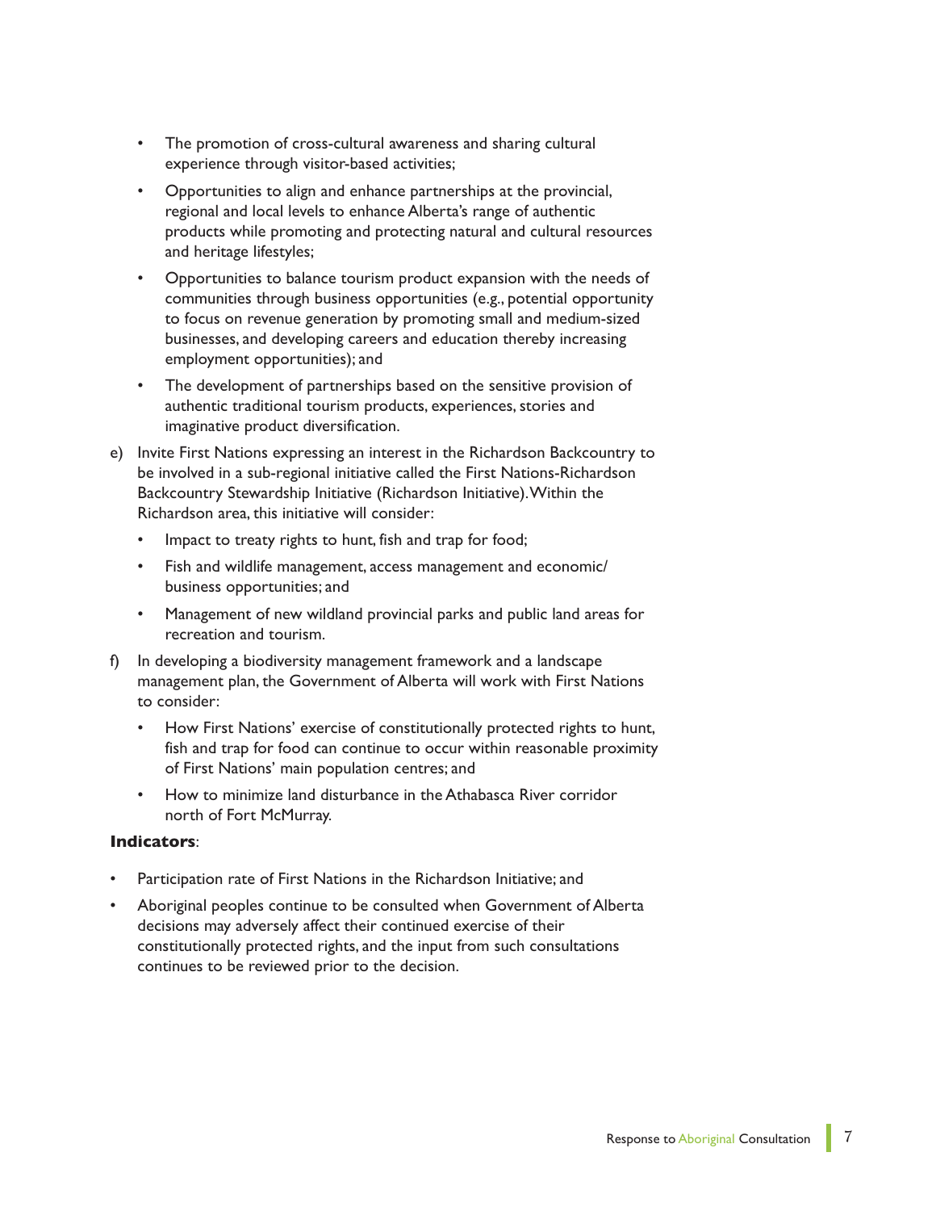- The promotion of cross-cultural awareness and sharing cultural experience through visitor-based activities;
- Opportunities to align and enhance partnerships at the provincial, regional and local levels to enhance Alberta's range of authentic products while promoting and protecting natural and cultural resources and heritage lifestyles;
- Opportunities to balance tourism product expansion with the needs of communities through business opportunities (e.g., potential opportunity to focus on revenue generation by promoting small and medium-sized businesses, and developing careers and education thereby increasing employment opportunities); and
- The development of partnerships based on the sensitive provision of authentic traditional tourism products, experiences, stories and imaginative product diversification.

e) Invite First Nations expressing an interest in the Richardson Backcountry to be involved in a sub-regional initiative called the First Nations-Richardson Backcountry Stewardship Initiative (Richardson Initiative). Within the Richardson area, this initiative will consider:

- Impact to treaty rights to hunt, fish and trap for food;
- Fish and wildlife management, access management and economic/business opportunities; and
- Management of new wildland provincial parks and public land areas for recreation and tourism.

f) In developing a biodiversity management framework and a landscape management plan, the Government of Alberta will work with First Nations to consider:

- How First Nations' exercise of constitutionally protected rights to hunt, fish and trap for food can continue to occur within reasonable proximity of First Nations' main population centres; and
- How to minimize land disturbance in the Athabasca River corridor north of Fort McMurray.

**Indicators**:

- Participation rate of First Nations in the Richardson Initiative; and
- Aboriginal peoples continue to be consulted when Government of Alberta decisions may adversely affect their continued exercise of their constitutionally protected rights, and the input from such consultations continues to be reviewed prior to the decision.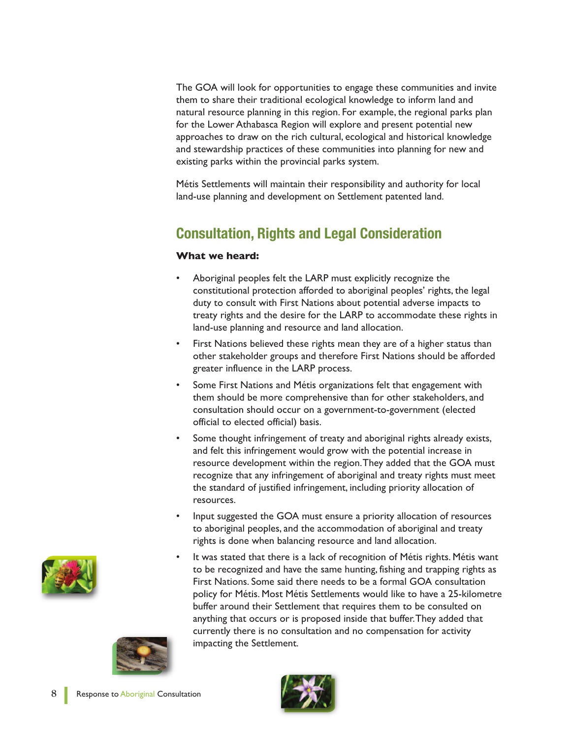The GOA will look for opportunities to engage these communities and invite them to share their traditional ecological knowledge to inform land and natural resource planning in this region. For example, the regional parks plan for the Lower Athabasca Region will explore and present potential new approaches to draw on the rich cultural, ecological and historical knowledge and stewardship practices of these communities into planning for new and existing parks within the provincial parks system.

Métis Settlements will maintain their responsibility and authority for local land-use planning and development on Settlement patented land.

## Consultation, Rights and Legal Consideration

**What we heard:**

- Aboriginal peoples felt the LARP must explicitly recognize the constitutional protection afforded to aboriginal peoples' rights, the legal duty to consult with First Nations about potential adverse impacts to treaty rights and the desire for the LARP to accommodate these rights in land-use planning and resource and land allocation.
- First Nations believed these rights mean they are of a higher status than other stakeholder groups and therefore First Nations should be afforded greater influence in the LARP process.
- Some First Nations and Métis organizations felt that engagement with them should be more comprehensive than for other stakeholders, and consultation should occur on a government-to-government (elected official to elected official) basis.
- Some thought infringement of treaty and aboriginal rights already exists, and felt this infringement would grow with the potential increase in resource development within the region. They added that the GOA must recognize that any infringement of aboriginal and treaty rights must meet the standard of justified infringement, including priority allocation of resources.
- Input suggested the GOA must ensure a priority allocation of resources to aboriginal peoples, and the accommodation of aboriginal and treaty rights is done when balancing resource and land allocation.
- It was stated that there is a lack of recognition of Métis rights. Métis want to be recognized and have the same hunting, fishing and trapping rights as First Nations. Some said there needs to be a formal GOA consultation policy for Métis. Most Métis Settlements would like to have a 25-kilometre buffer around their Settlement that requires them to be consulted on anything that occurs or is proposed inside that buffer. They added that currently there is no consultation and no compensation for activity impacting the Settlement.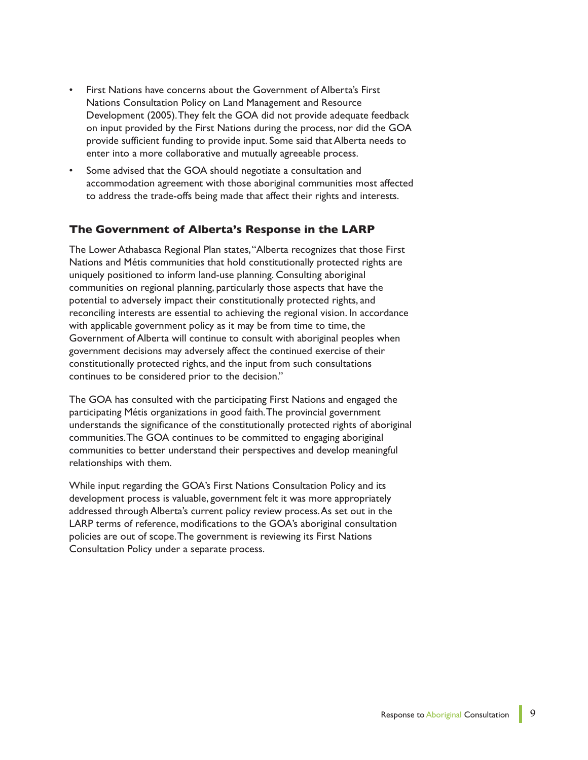- First Nations have concerns about the Government of Alberta's First Nations Consultation Policy on Land Management and Resource Development (2005). They felt the GOA did not provide adequate feedback on input provided by the First Nations during the process, nor did the GOA provide sufficient funding to provide input. Some said that Alberta needs to enter into a more collaborative and mutually agreeable process.
- Some advised that the GOA should negotiate a consultation and accommodation agreement with those aboriginal communities most affected to address the trade-offs being made that affect their rights and interests.

### The Government of Alberta's Response in the LARP

The Lower Athabasca Regional Plan states, "Alberta recognizes that those First Nations and Métis communities that hold constitutionally protected rights are uniquely positioned to inform land-use planning. Consulting aboriginal communities on regional planning, particularly those aspects that have the potential to adversely impact their constitutionally protected rights, and reconciling interests are essential to achieving the regional vision. In accordance with applicable government policy as it may be from time to time, the Government of Alberta will continue to consult with aboriginal peoples when government decisions may adversely affect the continued exercise of their constitutionally protected rights, and the input from such consultations continues to be considered prior to the decision."

The GOA has consulted with the participating First Nations and engaged the participating Métis organizations in good faith. The provincial government understands the significance of the constitutionally protected rights of aboriginal communities. The GOA continues to be committed to engaging aboriginal communities to better understand their perspectives and develop meaningful relationships with them.

While input regarding the GOA's First Nations Consultation Policy and its development process is valuable, government felt it was more appropriately addressed through Alberta's current policy review process. As set out in the LARP terms of reference, modifications to the GOA's aboriginal consultation policies are out of scope. The government is reviewing its First Nations Consultation Policy under a separate process.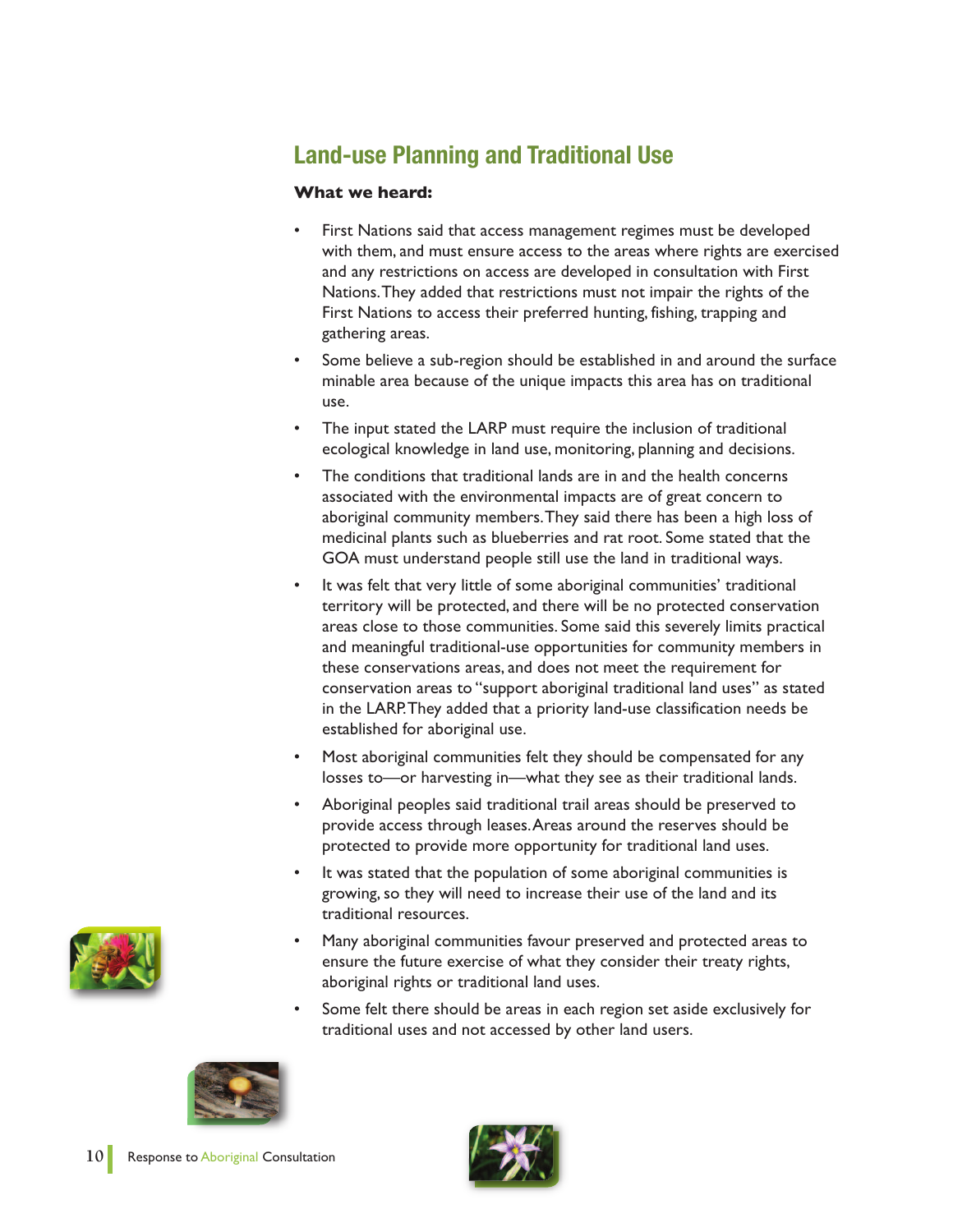## Land-use Planning and Traditional Use

**What we heard:**

- First Nations said that access management regimes must be developed with them, and must ensure access to the areas where rights are exercised and any restrictions on access are developed in consultation with First Nations. They added that restrictions must not impair the rights of the First Nations to access their preferred hunting, fishing, trapping and gathering areas.
- Some believe a sub-region should be established in and around the surface minable area because of the unique impacts this area has on traditional use.
- The input stated the LARP must require the inclusion of traditional ecological knowledge in land use, monitoring, planning and decisions.
- The conditions that traditional lands are in and the health concerns associated with the environmental impacts are of great concern to aboriginal community members. They said there has been a high loss of medicinal plants such as blueberries and rat root. Some stated that the GOA must understand people still use the land in traditional ways.
- It was felt that very little of some aboriginal communities' traditional territory will be protected, and there will be no protected conservation areas close to those communities. Some said this severely limits practical and meaningful traditional-use opportunities for community members in these conservations areas, and does not meet the requirement for conservation areas to "support aboriginal traditional land uses" as stated in the LARP. They added that a priority land-use classification needs be established for aboriginal use.
- Most aboriginal communities felt they should be compensated for any losses to—or harvesting in—what they see as their traditional lands.
- Aboriginal peoples said traditional trail areas should be preserved to provide access through leases. Areas around the reserves should be protected to provide more opportunity for traditional land uses.
- It was stated that the population of some aboriginal communities is growing, so they will need to increase their use of the land and its traditional resources.
- Many aboriginal communities favour preserved and protected areas to ensure the future exercise of what they consider their treaty rights, aboriginal rights or traditional land uses.
- Some felt there should be areas in each region set aside exclusively for traditional uses and not accessed by other land users.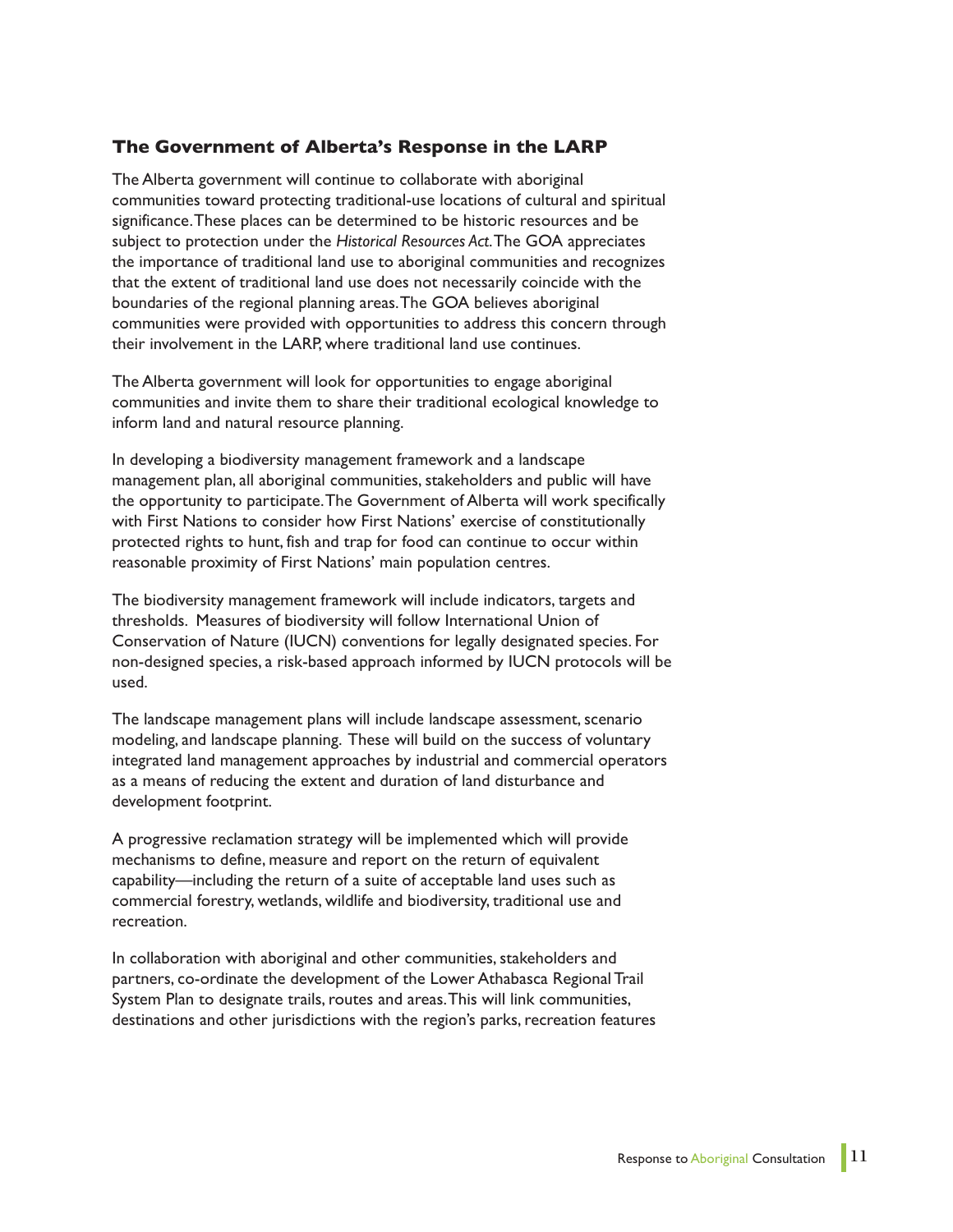### The Government of Alberta's Response in the LARP

The Alberta government will continue to collaborate with aboriginal communities toward protecting traditional-use locations of cultural and spiritual significance. These places can be determined to be historic resources and be subject to protection under the *Historical Resources Act.* The GOA appreciates the importance of traditional land use to aboriginal communities and recognizes that the extent of traditional land use does not necessarily coincide with the boundaries of the regional planning areas. The GOA believes aboriginal communities were provided with opportunities to address this concern through their involvement in the LARP, where traditional land use continues.

The Alberta government will look for opportunities to engage aboriginal communities and invite them to share their traditional ecological knowledge to inform land and natural resource planning.

In developing a biodiversity management framework and a landscape management plan, all aboriginal communities, stakeholders and public will have the opportunity to participate. The Government of Alberta will work specifically with First Nations to consider how First Nations' exercise of constitutionally protected rights to hunt, fish and trap for food can continue to occur within reasonable proximity of First Nations' main population centres.

The biodiversity management framework will include indicators, targets and thresholds. Measures of biodiversity will follow International Union of Conservation of Nature (IUCN) conventions for legally designated species. For non-designed species, a risk-based approach informed by IUCN protocols will be used.

The landscape management plans will include landscape assessment, scenario modeling, and landscape planning. These will build on the success of voluntary integrated land management approaches by industrial and commercial operators as a means of reducing the extent and duration of land disturbance and development footprint.

A progressive reclamation strategy will be implemented which will provide mechanisms to define, measure and report on the return of equivalent capability—including the return of a suite of acceptable land uses such as commercial forestry, wetlands, wildlife and biodiversity, traditional use and recreation.

In collaboration with aboriginal and other communities, stakeholders and partners, co-ordinate the development of the Lower Athabasca Regional Trail System Plan to designate trails, routes and areas. This will link communities, destinations and other jurisdictions with the region's parks, recreation features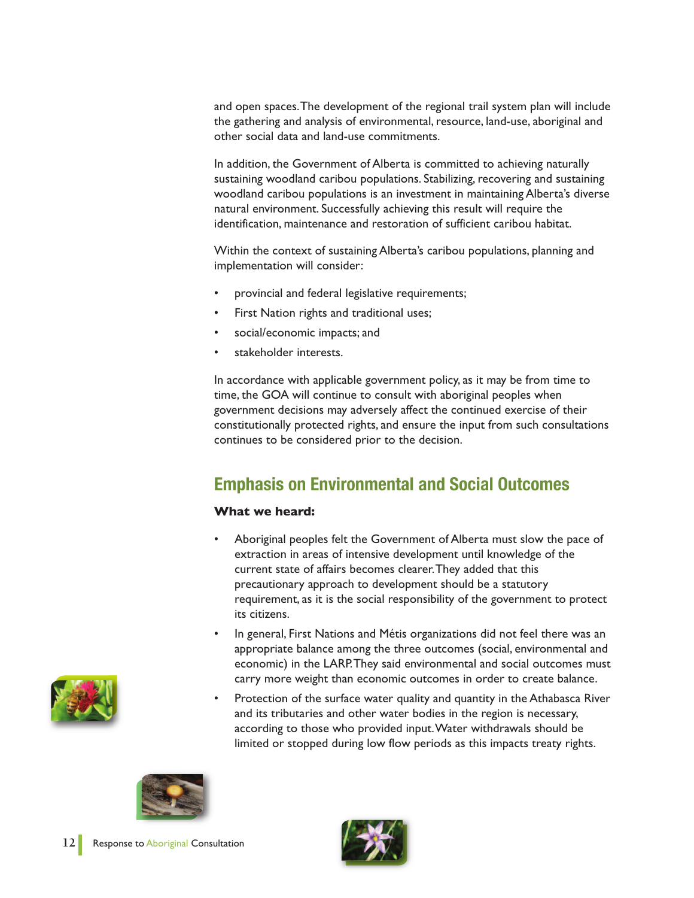and open spaces. The development of the regional trail system plan will include the gathering and analysis of environmental, resource, land-use, aboriginal and other social data and land-use commitments.

In addition, the Government of Alberta is committed to achieving naturally sustaining woodland caribou populations. Stabilizing, recovering and sustaining woodland caribou populations is an investment in maintaining Alberta's diverse natural environment. Successfully achieving this result will require the identification, maintenance and restoration of sufficient caribou habitat.

Within the context of sustaining Alberta's caribou populations, planning and implementation will consider:

- provincial and federal legislative requirements;
- First Nation rights and traditional uses;
- social/economic impacts; and
- stakeholder interests.

In accordance with applicable government policy, as it may be from time to time, the GOA will continue to consult with aboriginal peoples when government decisions may adversely affect the continued exercise of their constitutionally protected rights, and ensure the input from such consultations continues to be considered prior to the decision.

## Emphasis on Environmental and Social Outcomes

**What we heard:**

- Aboriginal peoples felt the Government of Alberta must slow the pace of extraction in areas of intensive development until knowledge of the current state of affairs becomes clearer. They added that this precautionary approach to development should be a statutory requirement, as it is the social responsibility of the government to protect its citizens.
- In general, First Nations and Métis organizations did not feel there was an appropriate balance among the three outcomes (social, environmental and economic) in the LARP. They said environmental and social outcomes must carry more weight than economic outcomes in order to create balance.
- Protection of the surface water quality and quantity in the Athabasca River and its tributaries and other water bodies in the region is necessary, according to those who provided input. Water withdrawals should be limited or stopped during low flow periods as this impacts treaty rights.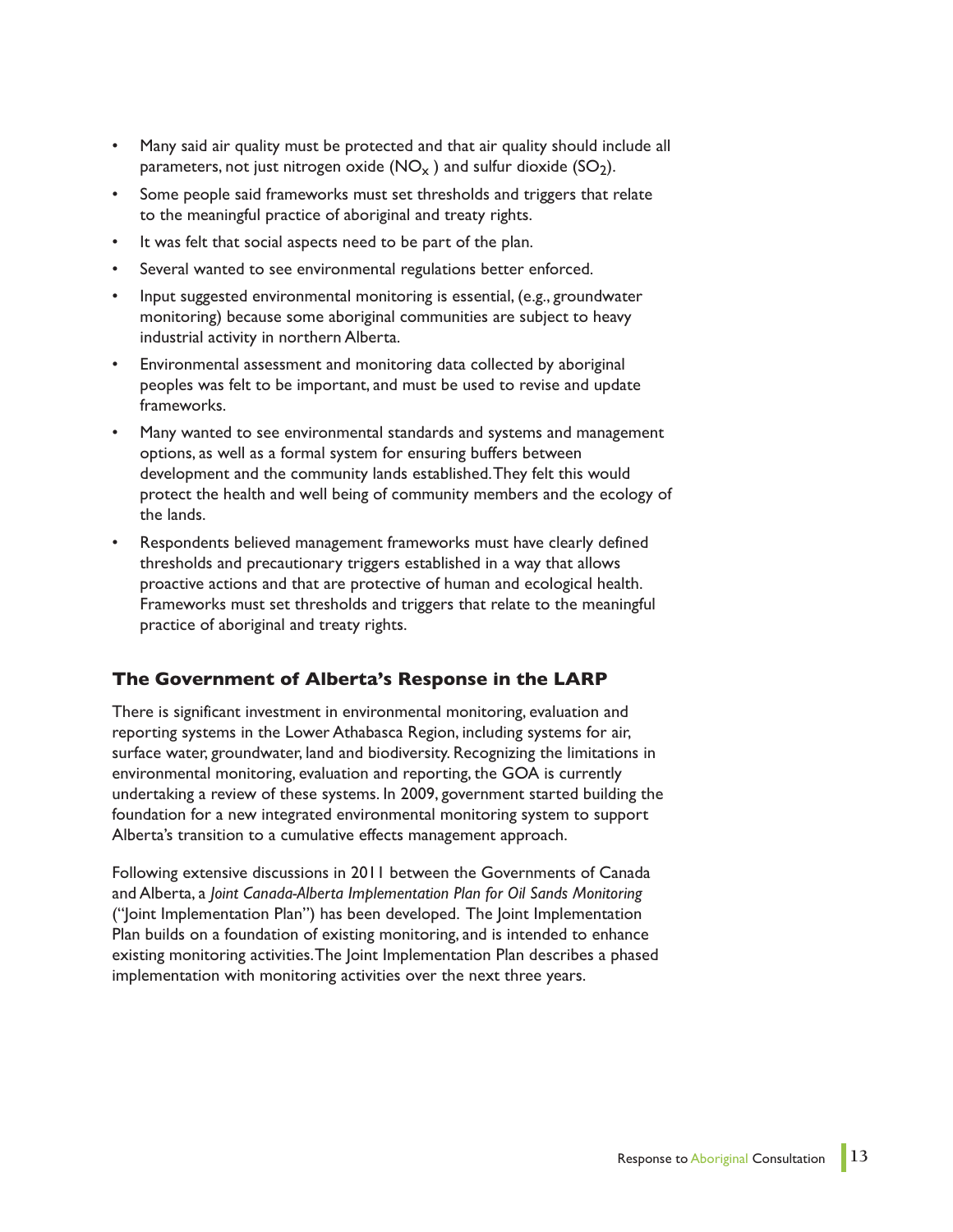- Many said air quality must be protected and that air quality should include all parameters, not just nitrogen oxide ($NO_x$ ) and sulfur dioxide ($SO_2$).
- Some people said frameworks must set thresholds and triggers that relate to the meaningful practice of aboriginal and treaty rights.
- It was felt that social aspects need to be part of the plan.
- Several wanted to see environmental regulations better enforced.
- Input suggested environmental monitoring is essential, (e.g., groundwater monitoring) because some aboriginal communities are subject to heavy industrial activity in northern Alberta.
- Environmental assessment and monitoring data collected by aboriginal peoples was felt to be important, and must be used to revise and update frameworks.
- Many wanted to see environmental standards and systems and management options, as well as a formal system for ensuring buffers between development and the community lands established. They felt this would protect the health and well being of community members and the ecology of the lands.
- Respondents believed management frameworks must have clearly defined thresholds and precautionary triggers established in a way that allows proactive actions and that are protective of human and ecological health. Frameworks must set thresholds and triggers that relate to the meaningful practice of aboriginal and treaty rights.

### The Government of Alberta's Response in the LARP

There is significant investment in environmental monitoring, evaluation and reporting systems in the Lower Athabasca Region, including systems for air, surface water, groundwater, land and biodiversity. Recognizing the limitations in environmental monitoring, evaluation and reporting, the GOA is currently undertaking a review of these systems. In 2009, government started building the foundation for a new integrated environmental monitoring system to support Alberta's transition to a cumulative effects management approach.

Following extensive discussions in 2011 between the Governments of Canada and Alberta, a *Joint Canada-Alberta Implementation Plan for Oil Sands Monitoring* ("Joint Implementation Plan") has been developed. The Joint Implementation Plan builds on a foundation of existing monitoring, and is intended to enhance existing monitoring activities. The Joint Implementation Plan describes a phased implementation with monitoring activities over the next three years.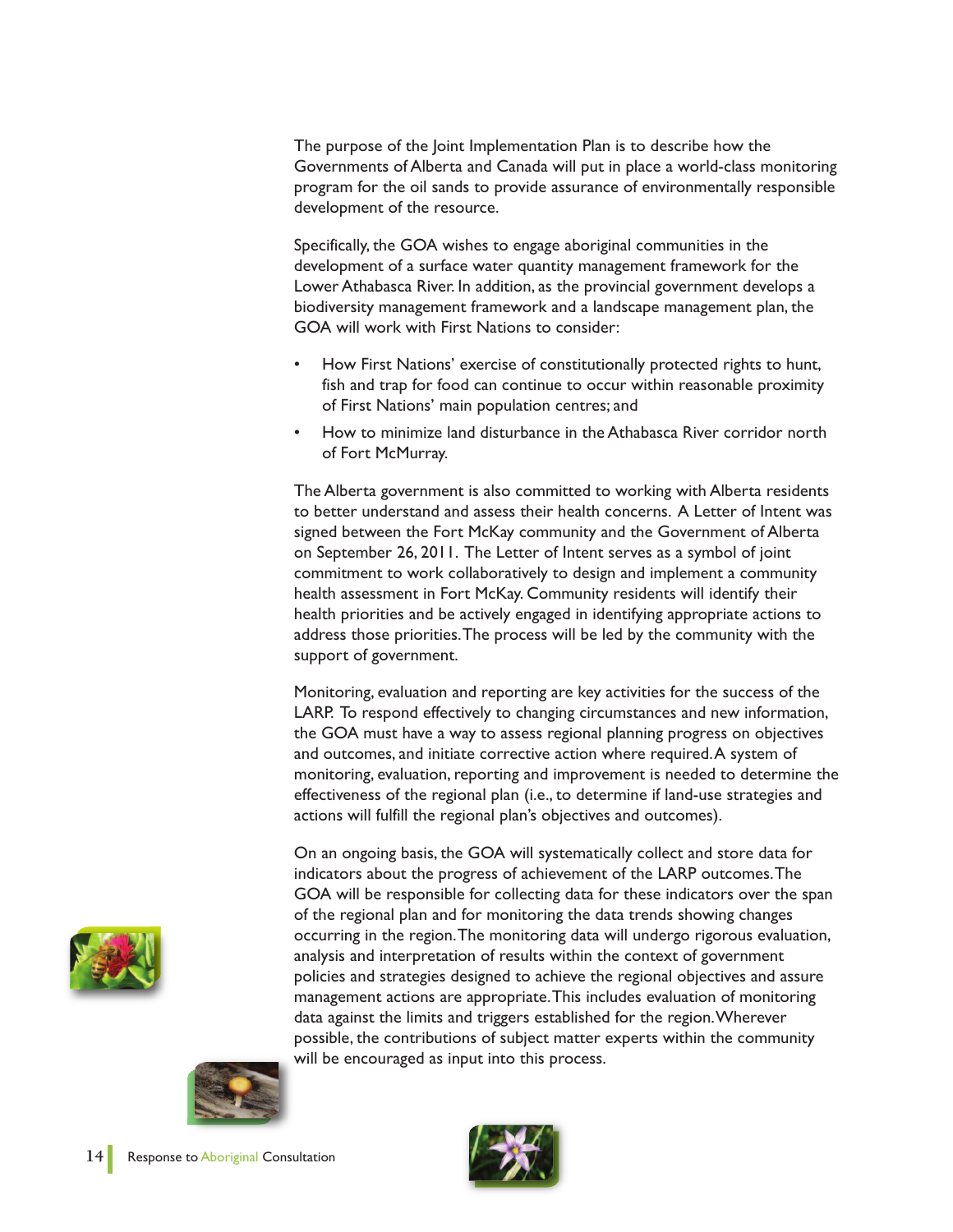The purpose of the Joint Implementation Plan is to describe how the Governments of Alberta and Canada will put in place a world-class monitoring program for the oil sands to provide assurance of environmentally responsible development of the resource.

Specifically, the GOA wishes to engage aboriginal communities in the development of a surface water quantity management framework for the Lower Athabasca River. In addition, as the provincial government develops a biodiversity management framework and a landscape management plan, the GOA will work with First Nations to consider:

- How First Nations' exercise of constitutionally protected rights to hunt, fish and trap for food can continue to occur within reasonable proximity of First Nations' main population centres; and
- How to minimize land disturbance in the Athabasca River corridor north of Fort McMurray.

The Alberta government is also committed to working with Alberta residents to better understand and assess their health concerns. A Letter of Intent was signed between the Fort McKay community and the Government of Alberta on September 26, 2011. The Letter of Intent serves as a symbol of joint commitment to work collaboratively to design and implement a community health assessment in Fort McKay. Community residents will identify their health priorities and be actively engaged in identifying appropriate actions to address those priorities. The process will be led by the community with the support of government.

Monitoring, evaluation and reporting are key activities for the success of the LARP. To respond effectively to changing circumstances and new information, the GOA must have a way to assess regional planning progress on objectives and outcomes, and initiate corrective action where required. A system of monitoring, evaluation, reporting and improvement is needed to determine the effectiveness of the regional plan (i.e., to determine if land-use strategies and actions will fulfill the regional plan's objectives and outcomes).

On an ongoing basis, the GOA will systematically collect and store data for indicators about the progress of achievement of the LARP outcomes. The GOA will be responsible for collecting data for these indicators over the span of the regional plan and for monitoring the data trends showing changes occurring in the region. The monitoring data will undergo rigorous evaluation, analysis and interpretation of results within the context of government policies and strategies designed to achieve the regional objectives and assure management actions are appropriate. This includes evaluation of monitoring data against the limits and triggers established for the region. Wherever possible, the contributions of subject matter experts within the community will be encouraged as input into this process.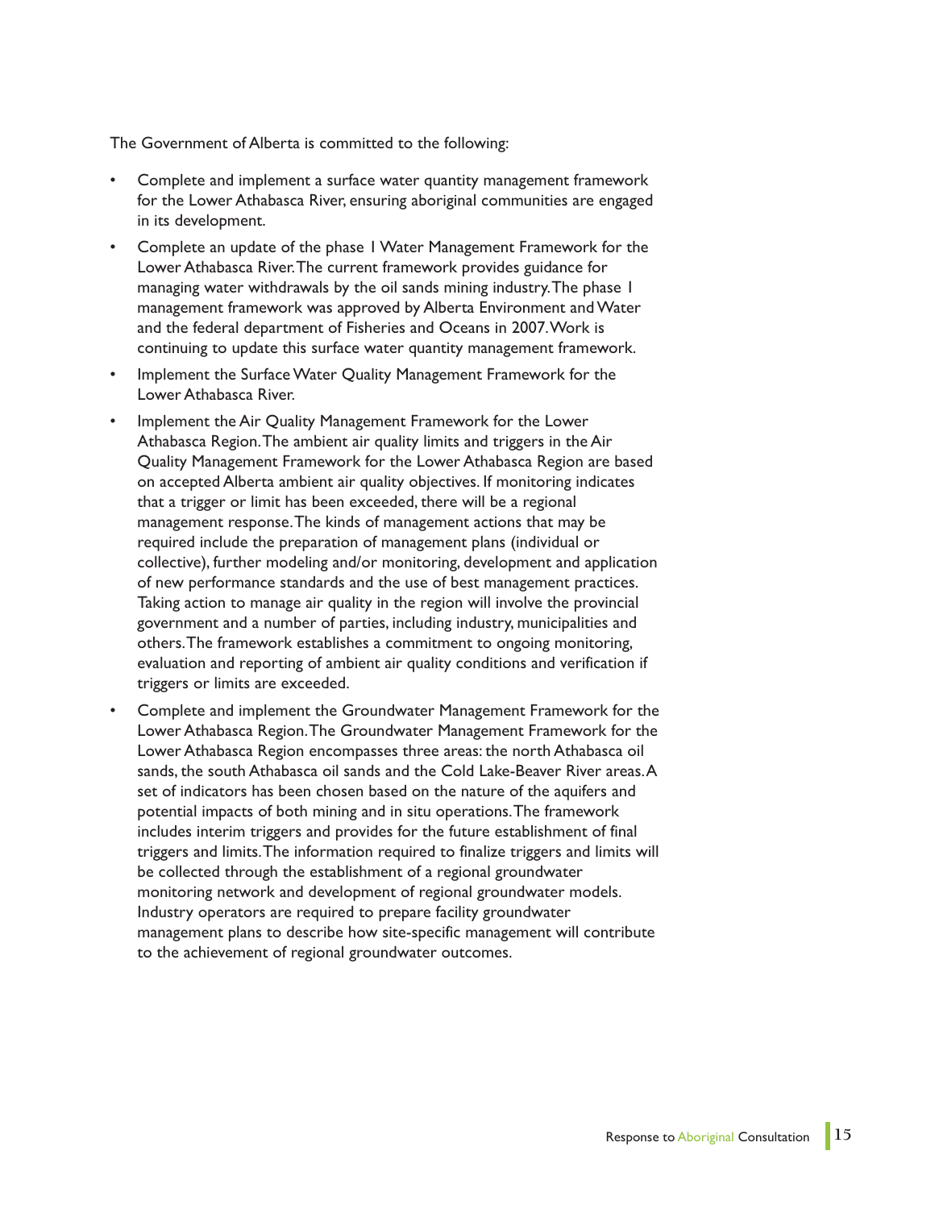The Government of Alberta is committed to the following:

- Complete and implement a surface water quantity management framework for the Lower Athabasca River, ensuring aboriginal communities are engaged in its development.
- Complete an update of the phase 1 Water Management Framework for the Lower Athabasca River. The current framework provides guidance for managing water withdrawals by the oil sands mining industry. The phase 1 management framework was approved by Alberta Environment and Water and the federal department of Fisheries and Oceans in 2007. Work is continuing to update this surface water quantity management framework.
- Implement the Surface Water Quality Management Framework for the Lower Athabasca River.
- Implement the Air Quality Management Framework for the Lower Athabasca Region. The ambient air quality limits and triggers in the Air Quality Management Framework for the Lower Athabasca Region are based on accepted Alberta ambient air quality objectives. If monitoring indicates that a trigger or limit has been exceeded, there will be a regional management response. The kinds of management actions that may be required include the preparation of management plans (individual or collective), further modeling and/or monitoring, development and application of new performance standards and the use of best management practices. Taking action to manage air quality in the region will involve the provincial government and a number of parties, including industry, municipalities and others. The framework establishes a commitment to ongoing monitoring, evaluation and reporting of ambient air quality conditions and verification if triggers or limits are exceeded.
- Complete and implement the Groundwater Management Framework for the Lower Athabasca Region. The Groundwater Management Framework for the Lower Athabasca Region encompasses three areas: the north Athabasca oil sands, the south Athabasca oil sands and the Cold Lake-Beaver River areas. A set of indicators has been chosen based on the nature of the aquifers and potential impacts of both mining and in situ operations. The framework includes interim triggers and provides for the future establishment of final triggers and limits. The information required to finalize triggers and limits will be collected through the establishment of a regional groundwater monitoring network and development of regional groundwater models. Industry operators are required to prepare facility groundwater management plans to describe how site-specific management will contribute to the achievement of regional groundwater outcomes.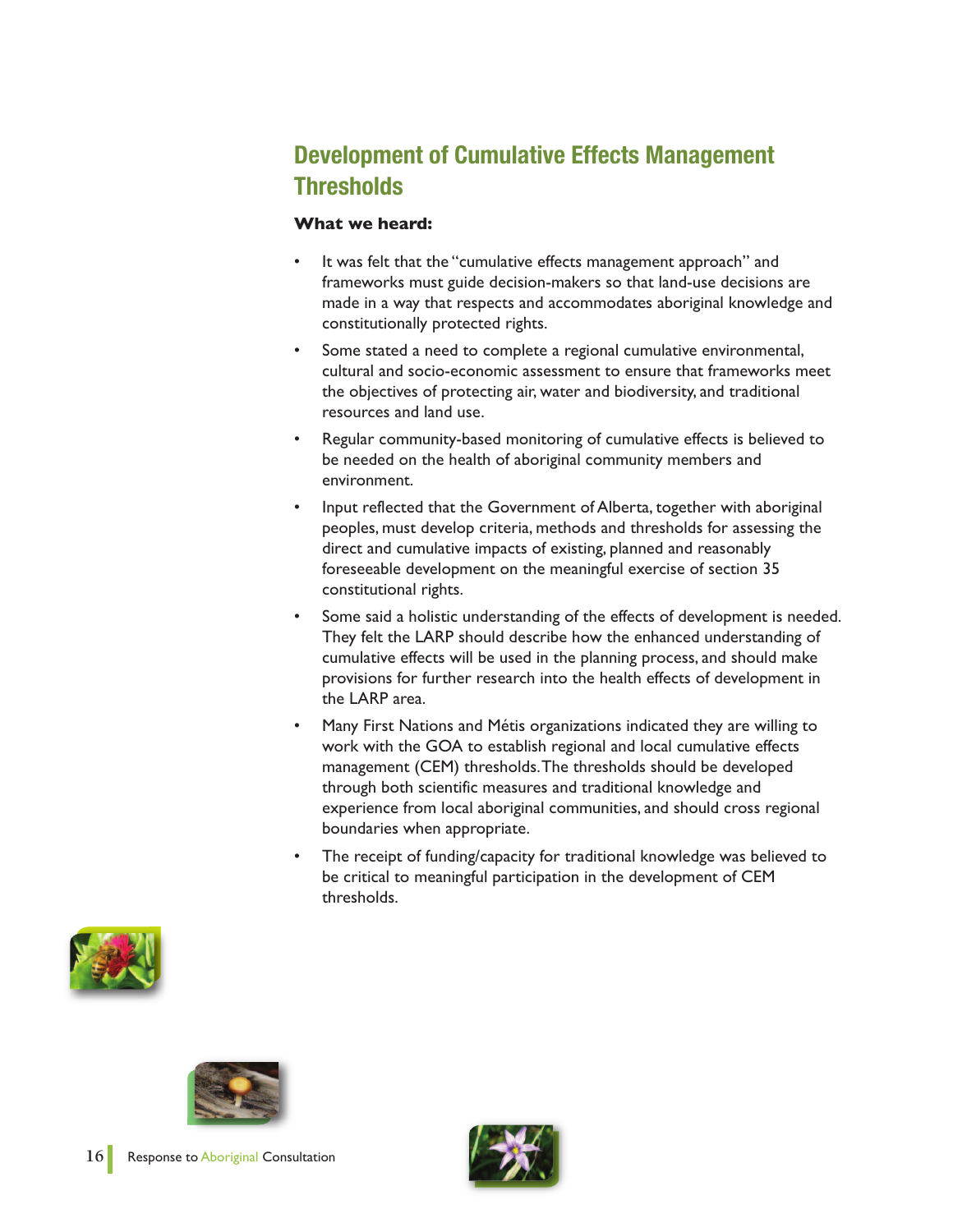## Development of Cumulative Effects Management Thresholds

**What we heard:**

- It was felt that the "cumulative effects management approach" and frameworks must guide decision-makers so that land-use decisions are made in a way that respects and accommodates aboriginal knowledge and constitutionally protected rights.
- Some stated a need to complete a regional cumulative environmental, cultural and socio-economic assessment to ensure that frameworks meet the objectives of protecting air, water and biodiversity, and traditional resources and land use.
- Regular community-based monitoring of cumulative effects is believed to be needed on the health of aboriginal community members and environment.
- Input reflected that the Government of Alberta, together with aboriginal peoples, must develop criteria, methods and thresholds for assessing the direct and cumulative impacts of existing, planned and reasonably foreseeable development on the meaningful exercise of section 35 constitutional rights.
- Some said a holistic understanding of the effects of development is needed. They felt the LARP should describe how the enhanced understanding of cumulative effects will be used in the planning process, and should make provisions for further research into the health effects of development in the LARP area.
- Many First Nations and Métis organizations indicated they are willing to work with the GOA to establish regional and local cumulative effects management (CEM) thresholds. The thresholds should be developed through both scientific measures and traditional knowledge and experience from local aboriginal communities, and should cross regional boundaries when appropriate.
- The receipt of funding/capacity for traditional knowledge was believed to be critical to meaningful participation in the development of CEM thresholds.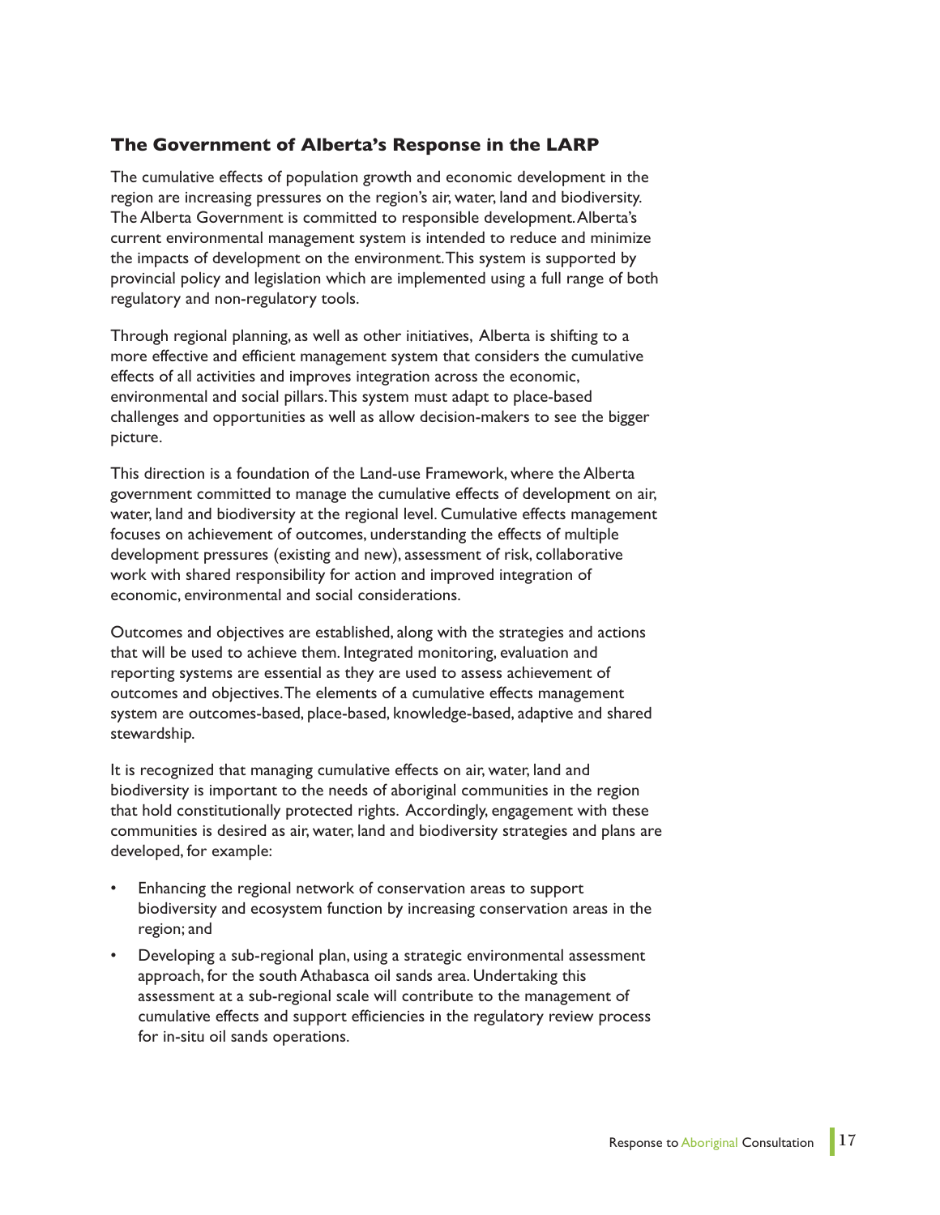## The Government of Alberta's Response in the LARP

The cumulative effects of population growth and economic development in the region are increasing pressures on the region's air, water, land and biodiversity. The Alberta Government is committed to responsible development. Alberta's current environmental management system is intended to reduce and minimize the impacts of development on the environment. This system is supported by provincial policy and legislation which are implemented using a full range of both regulatory and non-regulatory tools.

Through regional planning, as well as other initiatives, Alberta is shifting to a more effective and efficient management system that considers the cumulative effects of all activities and improves integration across the economic, environmental and social pillars. This system must adapt to place-based challenges and opportunities as well as allow decision-makers to see the bigger picture.

This direction is a foundation of the Land-use Framework, where the Alberta government committed to manage the cumulative effects of development on air, water, land and biodiversity at the regional level. Cumulative effects management focuses on achievement of outcomes, understanding the effects of multiple development pressures (existing and new), assessment of risk, collaborative work with shared responsibility for action and improved integration of economic, environmental and social considerations.

Outcomes and objectives are established, along with the strategies and actions that will be used to achieve them. Integrated monitoring, evaluation and reporting systems are essential as they are used to assess achievement of outcomes and objectives. The elements of a cumulative effects management system are outcomes-based, place-based, knowledge-based, adaptive and shared stewardship.

It is recognized that managing cumulative effects on air, water, land and biodiversity is important to the needs of aboriginal communities in the region that hold constitutionally protected rights. Accordingly, engagement with these communities is desired as air, water, land and biodiversity strategies and plans are developed, for example:

- Enhancing the regional network of conservation areas to support biodiversity and ecosystem function by increasing conservation areas in the region; and
- Developing a sub-regional plan, using a strategic environmental assessment approach, for the south Athabasca oil sands area. Undertaking this assessment at a sub-regional scale will contribute to the management of cumulative effects and support efficiencies in the regulatory review process for in-situ oil sands operations.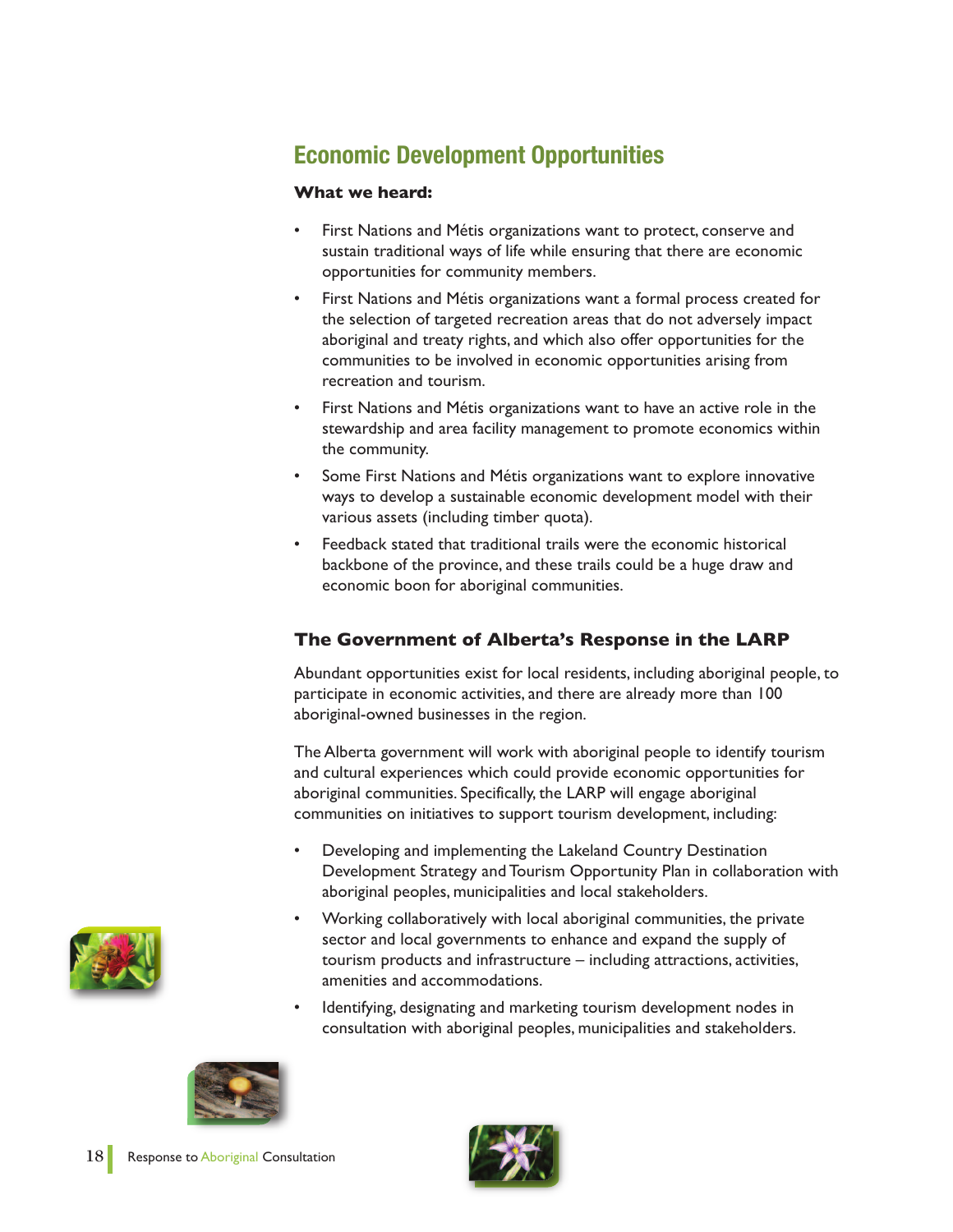## Economic Development Opportunities

**What we heard:**

- First Nations and Métis organizations want to protect, conserve and sustain traditional ways of life while ensuring that there are economic opportunities for community members.
- First Nations and Métis organizations want a formal process created for the selection of targeted recreation areas that do not adversely impact aboriginal and treaty rights, and which also offer opportunities for the communities to be involved in economic opportunities arising from recreation and tourism.
- First Nations and Métis organizations want to have an active role in the stewardship and area facility management to promote economics within the community.
- Some First Nations and Métis organizations want to explore innovative ways to develop a sustainable economic development model with their various assets (including timber quota).
- Feedback stated that traditional trails were the economic historical backbone of the province, and these trails could be a huge draw and economic boon for aboriginal communities.

### The Government of Alberta's Response in the LARP

Abundant opportunities exist for local residents, including aboriginal people, to participate in economic activities, and there are already more than 100 aboriginal-owned businesses in the region.

The Alberta government will work with aboriginal people to identify tourism and cultural experiences which could provide economic opportunities for aboriginal communities. Specifically, the LARP will engage aboriginal communities on initiatives to support tourism development, including:

- Developing and implementing the Lakeland Country Destination Development Strategy and Tourism Opportunity Plan in collaboration with aboriginal peoples, municipalities and local stakeholders.
- Working collaboratively with local aboriginal communities, the private sector and local governments to enhance and expand the supply of tourism products and infrastructure – including attractions, activities, amenities and accommodations.
- Identifying, designating and marketing tourism development nodes in consultation with aboriginal peoples, municipalities and stakeholders.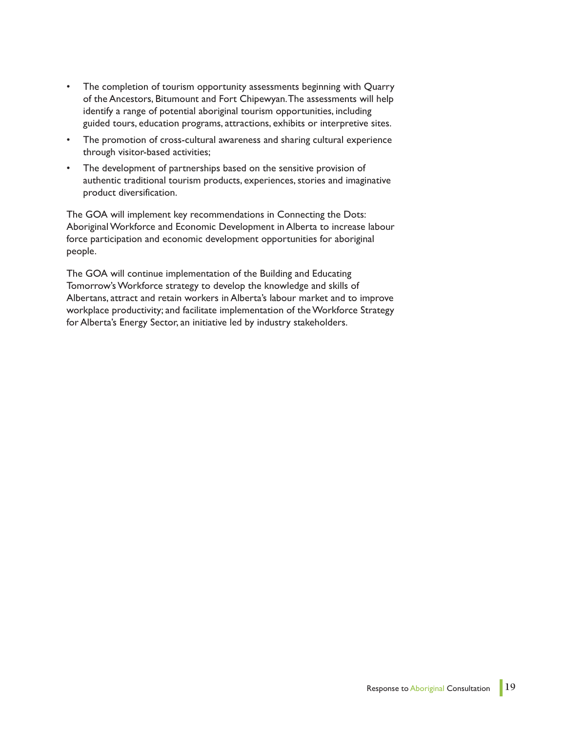- The completion of tourism opportunity assessments beginning with Quarry of the Ancestors, Bitumount and Fort Chipewyan. The assessments will help identify a range of potential aboriginal tourism opportunities, including guided tours, education programs, attractions, exhibits or interpretive sites.
- The promotion of cross-cultural awareness and sharing cultural experience through visitor-based activities;
- The development of partnerships based on the sensitive provision of authentic traditional tourism products, experiences, stories and imaginative product diversification.

The GOA will implement key recommendations in Connecting the Dots: Aboriginal Workforce and Economic Development in Alberta to increase labour force participation and economic development opportunities for aboriginal people.

The GOA will continue implementation of the Building and Educating Tomorrow's Workforce strategy to develop the knowledge and skills of Albertans, attract and retain workers in Alberta's labour market and to improve workplace productivity; and facilitate implementation of the Workforce Strategy for Alberta's Energy Sector, an initiative led by industry stakeholders.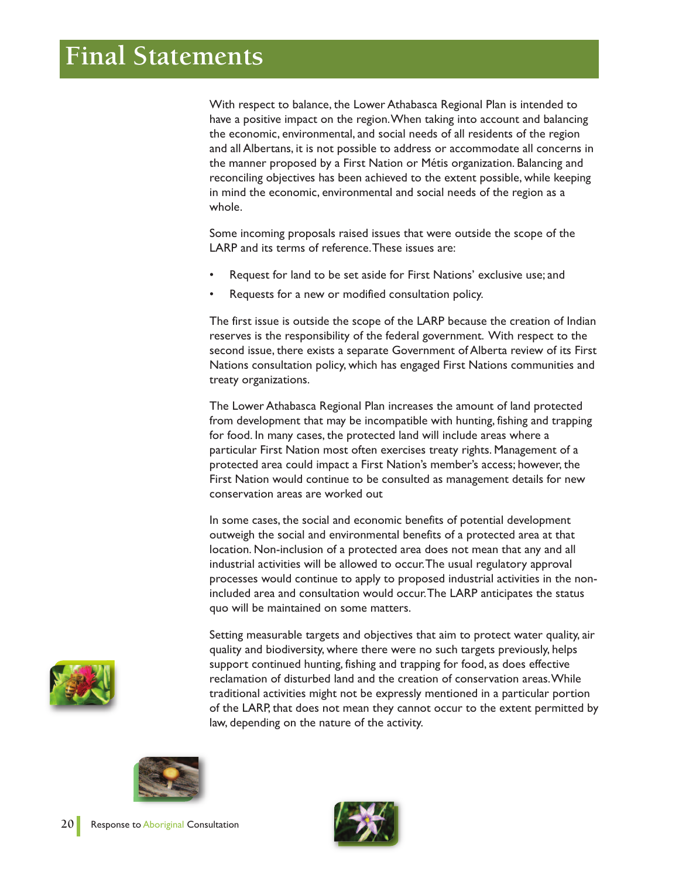# Final Statements

With respect to balance, the Lower Athabasca Regional Plan is intended to have a positive impact on the region. When taking into account and balancing the economic, environmental, and social needs of all residents of the region and all Albertans, it is not possible to address or accommodate all concerns in the manner proposed by a First Nation or Métis organization. Balancing and reconciling objectives has been achieved to the extent possible, while keeping in mind the economic, environmental and social needs of the region as a whole.

Some incoming proposals raised issues that were outside the scope of the LARP and its terms of reference. These issues are:

- Request for land to be set aside for First Nations' exclusive use; and
- Requests for a new or modified consultation policy.

The first issue is outside the scope of the LARP because the creation of Indian reserves is the responsibility of the federal government. With respect to the second issue, there exists a separate Government of Alberta review of its First Nations consultation policy, which has engaged First Nations communities and treaty organizations.

The Lower Athabasca Regional Plan increases the amount of land protected from development that may be incompatible with hunting, fishing and trapping for food. In many cases, the protected land will include areas where a particular First Nation most often exercises treaty rights. Management of a protected area could impact a First Nation's member's access; however, the First Nation would continue to be consulted as management details for new conservation areas are worked out

In some cases, the social and economic benefits of potential development outweigh the social and environmental benefits of a protected area at that location. Non-inclusion of a protected area does not mean that any and all industrial activities will be allowed to occur. The usual regulatory approval processes would continue to apply to proposed industrial activities in the non-included area and consultation would occur. The LARP anticipates the status quo will be maintained on some matters.

Setting measurable targets and objectives that aim to protect water quality, air quality and biodiversity, where there were no such targets previously, helps support continued hunting, fishing and trapping for food, as does effective reclamation of disturbed land and the creation of conservation areas. While traditional activities might not be expressly mentioned in a particular portion of the LARP, that does not mean they cannot occur to the extent permitted by law, depending on the nature of the activity.